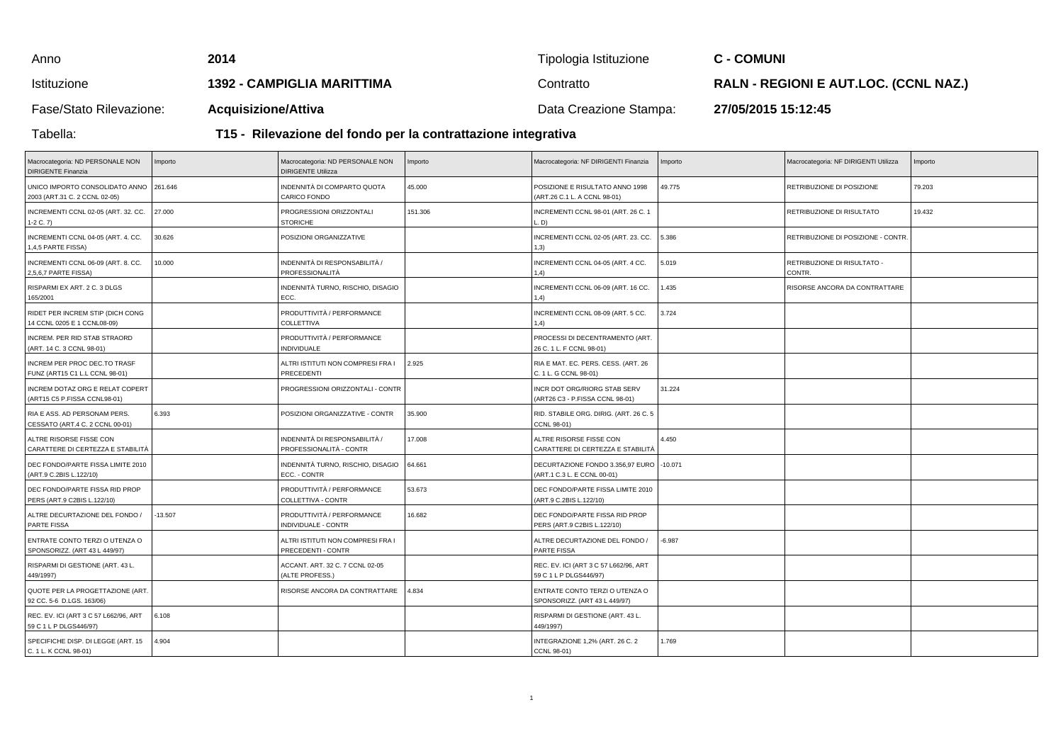| Anno | **2014** | Tipologia Istituzione | **C - COMUNI** |
|---|---|---|---|
| Istituzione | **1392 - CAMPIGLIA MARITTIMA** | Contratto | **RALN - REGIONI E AUT.LOC. (CCNL NAZ.)** |
| Fase/Stato Rilevazione: | **Acquisizione/Attiva** | Data Creazione Stampa: | **27/05/2015 15:12:45** |

Tabella: **T15 - Rilevazione del fondo per la contrattazione integrativa**

| Macrocategoria: ND PERSONALE NON DIRIGENTE Finanzia | Importo | Macrocategoria: ND PERSONALE NON DIRIGENTE Utilizza | Importo | Macrocategoria: NF DIRIGENTI Finanzia | Importo | Macrocategoria: NF DIRIGENTI Utilizza | Importo |
|---|---|---|---|---|---|---|---|
| UNICO IMPORTO CONSOLIDATO ANNO 2003 (ART.31 C. 2 CCNL 02-05) | 261.646 | INDENNITÀ DI COMPARTO QUOTA CARICO FONDO | 45.000 | POSIZIONE E RISULTATO ANNO 1998 (ART.26 C.1 L. A CCNL 98-01) | 49.775 | RETRIBUZIONE DI POSIZIONE | 79.203 |
| INCREMENTI CCNL 02-05 (ART. 32. CC. 1-2 C. 7) | 27.000 | PROGRESSIONI ORIZZONTALI STORICHE | 151.306 | INCREMENTI CCNL 98-01 (ART. 26 C. 1 L. D) | | RETRIBUZIONE DI RISULTATO | 19.432 |
| INCREMENTI CCNL 04-05 (ART. 4. CC. 1,4,5 PARTE FISSA) | 30.626 | POSIZIONI ORGANIZZATIVE | | INCREMENTI CCNL 02-05 (ART. 23. CC. 1,3) | 5.386 | RETRIBUZIONE DI POSIZIONE - CONTR. | |
| INCREMENTI CCNL 06-09 (ART. 8. CC. 2,5,6,7 PARTE FISSA) | 10.000 | INDENNITÀ DI RESPONSABILITÀ / PROFESSIONALITÀ | | INCREMENTI CCNL 04-05 (ART. 4 CC. 1,4) | 5.019 | RETRIBUZIONE DI RISULTATO - CONTR. | |
| RISPARMI EX ART. 2 C. 3 DLGS 165/2001 | | INDENNITÀ TURNO, RISCHIO, DISAGIO ECC. | | INCREMENTI CCNL 06-09 (ART. 16 CC. 1,4) | 1.435 | RISORSE ANCORA DA CONTRATTARE | |
| RIDET PER INCREM STIP (DICH CONG 14 CCNL 0205 E 1 CCNL08-09) | | PRODUTTIVITÀ / PERFORMANCE COLLETTIVA | | INCREMENTI CCNL 08-09 (ART. 5 CC. 1,4) | 3.724 | | |
| INCREM. PER RID STAB STRAORD (ART. 14 C. 3 CCNL 98-01) | | PRODUTTIVITÀ / PERFORMANCE INDIVIDUALE | | PROCESSI DI DECENTRAMENTO (ART. 26 C. 1 L. F CCNL 98-01) | | | |
| INCREM PER PROC DEC.TO TRASF FUNZ (ART15 C1 L.L CCNL 98-01) | | ALTRI ISTITUTI NON COMPRESI FRA I PRECEDENTI | 2.925 | RIA E MAT. EC. PERS. CESS. (ART. 26 C. 1 L. G CCNL 98-01) | | | |
| INCREM DOTAZ ORG E RELAT COPERT (ART15 C5 P.FISSA CCNL98-01) | | PROGRESSIONI ORIZZONTALI - CONTR | | INCR DOT ORG/RIORG STAB SERV (ART26 C3 - P.FISSA CCNL 98-01) | 31.224 | | |
| RIA E ASS. AD PERSONAM PERS. CESSATO (ART.4 C. 2 CCNL 00-01) | 6.393 | POSIZIONI ORGANIZZATIVE - CONTR | 35.900 | RID. STABILE ORG. DIRIG. (ART. 26 C. 5 CCNL 98-01) | | | |
| ALTRE RISORSE FISSE CON CARATTERE DI CERTEZZA E STABILITÀ | | INDENNITÀ DI RESPONSABILITÀ / PROFESSIONALITÀ - CONTR | 17.008 | ALTRE RISORSE FISSE CON CARATTERE DI CERTEZZA E STABILITÀ | 4.450 | | |
| DEC FONDO/PARTE FISSA LIMITE 2010 (ART.9 C.2BIS L.122/10) | | INDENNITÀ TURNO, RISCHIO, DISAGIO ECC. - CONTR | 64.661 | DECURTAZIONE FONDO 3.356,97 EURO (ART.1 C.3 L. E CCNL 00-01) | -10.071 | | |
| DEC FONDO/PARTE FISSA RID PROP PERS (ART.9 C2BIS L.122/10) | | PRODUTTIVITÀ / PERFORMANCE COLLETTIVA - CONTR | 53.673 | DEC FONDO/PARTE FISSA LIMITE 2010 (ART.9 C.2BIS L.122/10) | | | |
| ALTRE DECURTAZIONE DEL FONDO / PARTE FISSA | -13.507 | PRODUTTIVITÀ / PERFORMANCE INDIVIDUALE - CONTR | 16.682 | DEC FONDO/PARTE FISSA RID PROP PERS (ART.9 C2BIS L.122/10) | | | |
| ENTRATE CONTO TERZI O UTENZA O SPONSORIZZ. (ART 43 L 449/97) | | ALTRI ISTITUTI NON COMPRESI FRA I PRECEDENTI - CONTR | | ALTRE DECURTAZIONE DEL FONDO / PARTE FISSA | -6.987 | | |
| RISPARMI DI GESTIONE (ART. 43 L. 449/1997) | | ACCANT. ART. 32 C. 7 CCNL 02-05 (ALTE PROFESS.) | | REC. EV. ICI (ART 3 C 57 L662/96, ART 59 C 1 L P DLGS446/97) | | | |
| QUOTE PER LA PROGETTAZIONE (ART. 92 CC. 5-6 D.LGS. 163/06) | | RISORSE ANCORA DA CONTRATTARE | 4.834 | ENTRATE CONTO TERZI O UTENZA O SPONSORIZZ. (ART 43 L 449/97) | | | |
| REC. EV. ICI (ART 3 C 57 L662/96, ART 59 C 1 L P DLGS446/97) | 6.108 | | | RISPARMI DI GESTIONE (ART. 43 L. 449/1997) | | | |
| SPECIFICHE DISP. DI LEGGE (ART. 15 C. 1 L. K CCNL 98-01) | 4.904 | | | INTEGRAZIONE 1,2% (ART. 26 C. 2 CCNL 98-01) | 1.769 | | |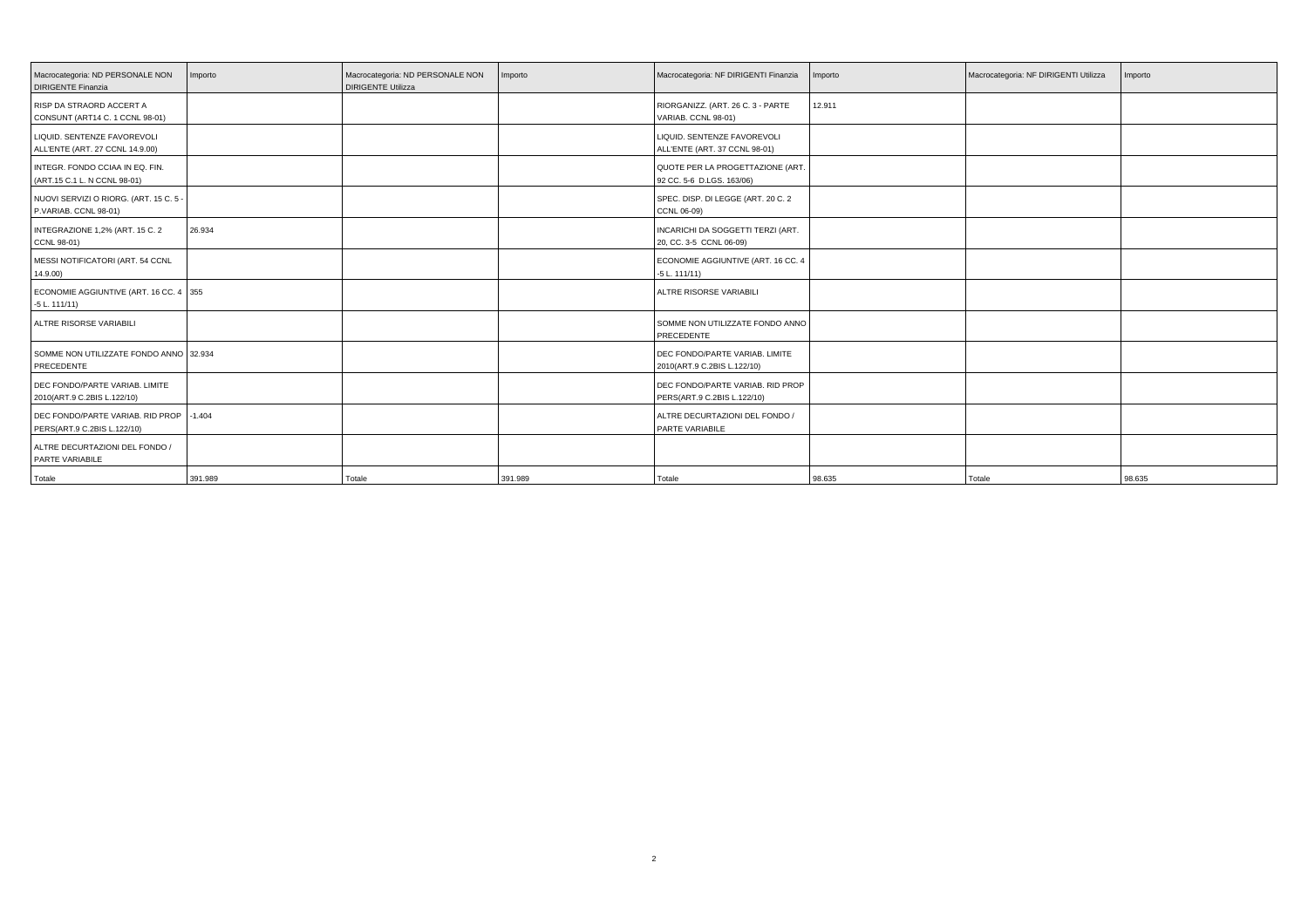| Macrocategoria: ND PERSONALE NON DIRIGENTE Finanzia | Importo | Macrocategoria: ND PERSONALE NON DIRIGENTE Utilizza | Importo | Macrocategoria: NF DIRIGENTI Finanzia | Importo | Macrocategoria: NF DIRIGENTI Utilizza | Importo |
|---|---|---|---|---|---|---|---|
| RISP DA STRAORD ACCERT A CONSUNT (ART14 C. 1 CCNL 98-01) | | | | RIORGANIZZ. (ART. 26 C. 3 - PARTE VARIAB. CCNL 98-01) | 12.911 | | |
| LIQUID. SENTENZE FAVOREVOLI ALL'ENTE (ART. 27 CCNL 14.9.00) | | | | LIQUID. SENTENZE FAVOREVOLI ALL'ENTE (ART. 37 CCNL 98-01) | | | |
| INTEGR. FONDO CCIAA IN EQ. FIN. (ART.15 C.1 L. N CCNL 98-01) | | | | QUOTE PER LA PROGETTAZIONE (ART. 92 CC. 5-6 D.LGS. 163/06) | | | |
| NUOVI SERVIZI O RIORG. (ART. 15 C. 5 - P.VARIAB. CCNL 98-01) | | | | SPEC. DISP. DI LEGGE (ART. 20 C. 2 CCNL 06-09) | | | |
| INTEGRAZIONE 1,2% (ART. 15 C. 2 CCNL 98-01) | 26.934 | | | INCARICHI DA SOGGETTI TERZI (ART. 20, CC. 3-5 CCNL 06-09) | | | |
| MESSI NOTIFICATORI (ART. 54 CCNL 14.9.00) | | | | ECONOMIE AGGIUNTIVE (ART. 16 CC. 4 -5 L. 111/11) | | | |
| ECONOMIE AGGIUNTIVE (ART. 16 CC. 4 -5 L. 111/11) | 355 | | | ALTRE RISORSE VARIABILI | | | |
| ALTRE RISORSE VARIABILI | | | | SOMME NON UTILIZZATE FONDO ANNO PRECEDENTE | | | |
| SOMME NON UTILIZZATE FONDO ANNO PRECEDENTE | 32.934 | | | DEC FONDO/PARTE VARIAB. LIMITE 2010(ART.9 C.2BIS L.122/10) | | | |
| DEC FONDO/PARTE VARIAB. LIMITE 2010(ART.9 C.2BIS L.122/10) | | | | DEC FONDO/PARTE VARIAB. RID PROP PERS(ART.9 C.2BIS L.122/10) | | | |
| DEC FONDO/PARTE VARIAB. RID PROP PERS(ART.9 C.2BIS L.122/10) | -1.404 | | | ALTRE DECURTAZIONI DEL FONDO / PARTE VARIABILE | | | |
| ALTRE DECURTAZIONI DEL FONDO / PARTE VARIABILE | | | | | | | |
| Totale | 391.989 | Totale | 391.989 | Totale | 98.635 | Totale | 98.635 |